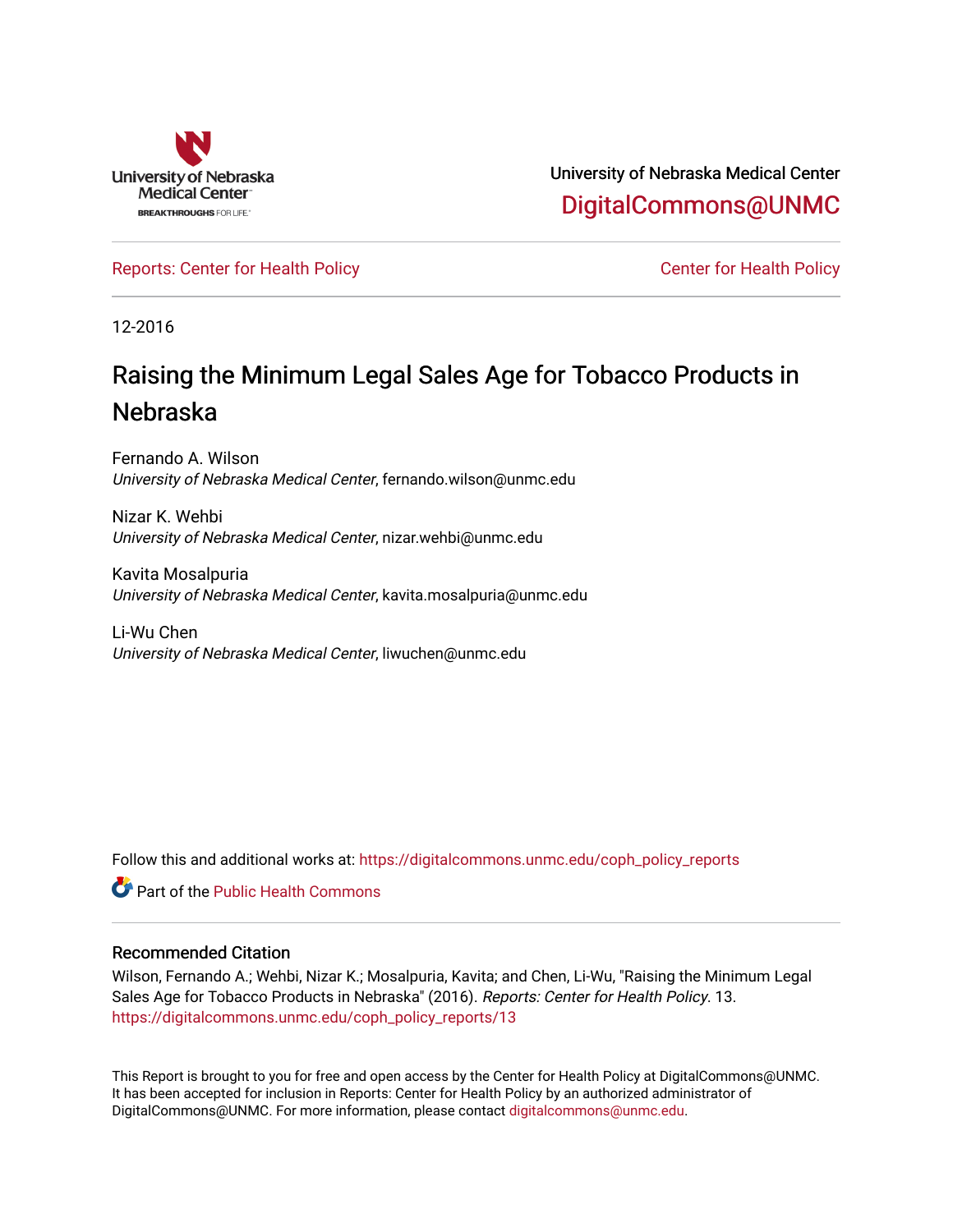University of Nebraska Medical Center

DigitalCommons@UNMC

Reports: Center for Health Policy

Center for Health Policy

12-2016

# Raising the Minimum Legal Sales Age for Tobacco Products in Nebraska

Fernando A. Wilson
*University of Nebraska Medical Center*, fernando.wilson@unmc.edu

Nizar K. Wehbi
*University of Nebraska Medical Center*, nizar.wehbi@unmc.edu

Kavita Mosalpuria
*University of Nebraska Medical Center*, kavita.mosalpuria@unmc.edu

Li-Wu Chen
*University of Nebraska Medical Center*, liwuchen@unmc.edu

Follow this and additional works at: https://digitalcommons.unmc.edu/coph_policy_reports

Part of the Public Health Commons

## Recommended Citation

Wilson, Fernando A.; Wehbi, Nizar K.; Mosalpuria, Kavita; and Chen, Li-Wu, "Raising the Minimum Legal Sales Age for Tobacco Products in Nebraska" (2016). *Reports: Center for Health Policy*. 13.
https://digitalcommons.unmc.edu/coph_policy_reports/13

This Report is brought to you for free and open access by the Center for Health Policy at DigitalCommons@UNMC. It has been accepted for inclusion in Reports: Center for Health Policy by an authorized administrator of DigitalCommons@UNMC. For more information, please contact digitalcommons@unmc.edu.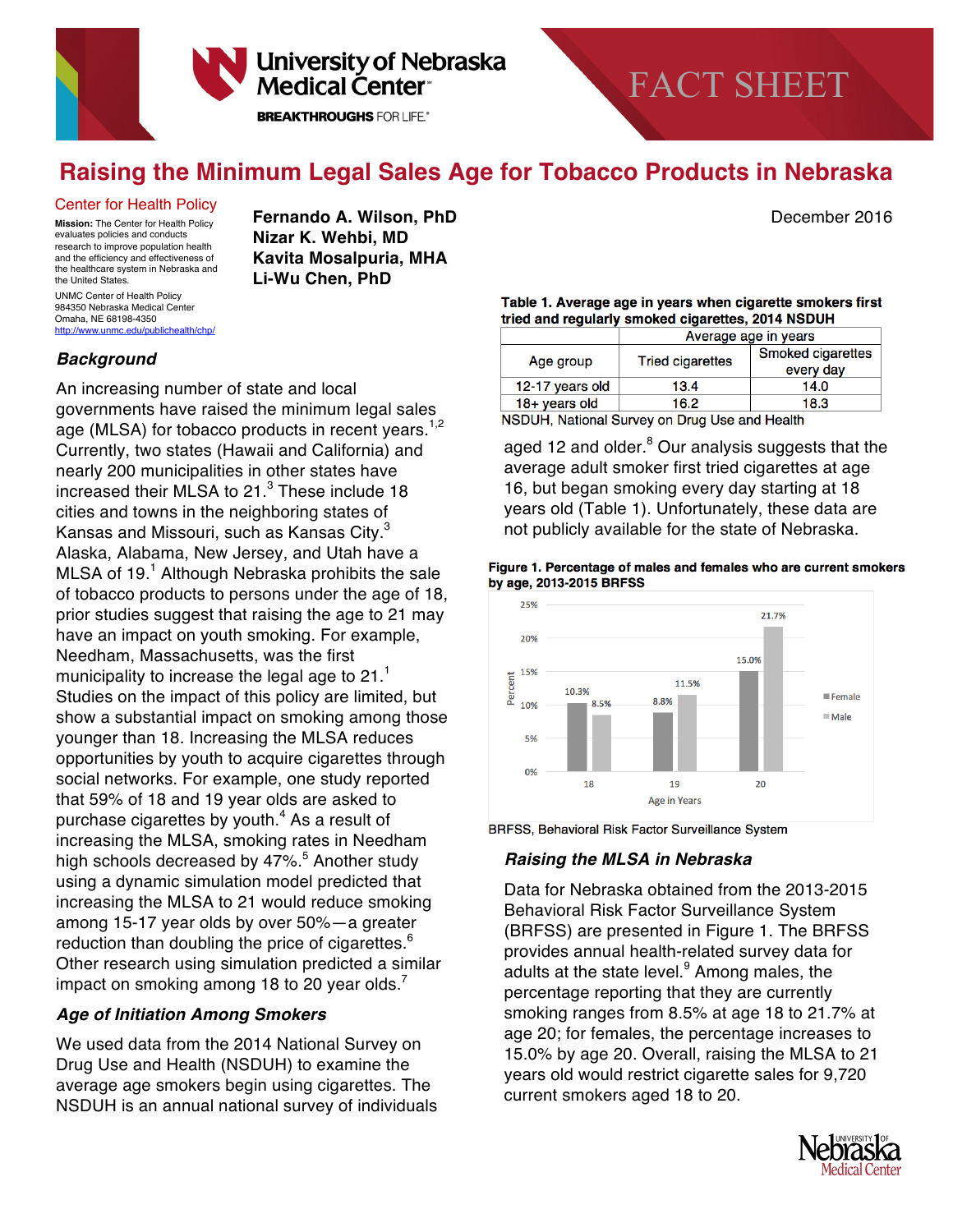# Raising the Minimum Legal Sales Age for Tobacco Products in Nebraska

Center for Health Policy

**Mission:** The Center for Health Policy evaluates policies and conducts research to improve population health and the efficiency and effectiveness of the healthcare system in Nebraska and the United States.

UNMC Center of Health Policy
984350 Nebraska Medical Center
Omaha, NE 68198-4350
http://www.unmc.edu/publichealth/chp/

**Fernando A. Wilson, PhD**
**Nizar K. Wehbi, MD**
**Kavita Mosalpuria, MHA**
**Li-Wu Chen, PhD**

December 2016

### *Background*

An increasing number of state and local governments have raised the minimum legal sales age (MLSA) for tobacco products in recent years.[1,2] Currently, two states (Hawaii and California) and nearly 200 municipalities in other states have increased their MLSA to 21.[3] These include 18 cities and towns in the neighboring states of Kansas and Missouri, such as Kansas City.[3] Alaska, Alabama, New Jersey, and Utah have a MLSA of 19.[1] Although Nebraska prohibits the sale of tobacco products to persons under the age of 18, prior studies suggest that raising the age to 21 may have an impact on youth smoking. For example, Needham, Massachusetts, was the first municipality to increase the legal age to 21.[1] Studies on the impact of this policy are limited, but show a substantial impact on smoking among those younger than 18. Increasing the MLSA reduces opportunities by youth to acquire cigarettes through social networks. For example, one study reported that 59% of 18 and 19 year olds are asked to purchase cigarettes by youth.[4] As a result of increasing the MLSA, smoking rates in Needham high schools decreased by 47%.[5] Another study using a dynamic simulation model predicted that increasing the MLSA to 21 would reduce smoking among 15-17 year olds by over 50%—a greater reduction than doubling the price of cigarettes.[6] Other research using simulation predicted a similar impact on smoking among 18 to 20 year olds.[7]

### *Age of Initiation Among Smokers*

We used data from the 2014 National Survey on Drug Use and Health (NSDUH) to examine the average age smokers begin using cigarettes. The NSDUH is an annual national survey of individuals aged 12 and older.[8] Our analysis suggests that the average adult smoker first tried cigarettes at age 16, but began smoking every day starting at 18 years old (Table 1). Unfortunately, these data are not publicly available for the state of Nebraska.

**Table 1. Average age in years when cigarette smokers first tried and regularly smoked cigarettes, 2014 NSDUH**

| | Average age in years | |
|---|---|---|
| Age group | Tried cigarettes | Smoked cigarettes every day |
| 12-17 years old | 13.4 | 14.0 |
| 18+ years old | 16.2 | 18.3 |

NSDUH, National Survey on Drug Use and Health

**Figure 1. Percentage of males and females who are current smokers by age, 2013-2015 BRFSS**

| Age in Years | Female | Male |
|---|---|---|
| 18 | 10.3% | 8.5% |
| 19 | 8.8% | 11.5% |
| 20 | 15.0% | 21.7% |

BRFSS, Behavioral Risk Factor Surveillance System

### *Raising the MLSA in Nebraska*

Data for Nebraska obtained from the 2013-2015 Behavioral Risk Factor Surveillance System (BRFSS) are presented in Figure 1. The BRFSS provides annual health-related survey data for adults at the state level.[9] Among males, the percentage reporting that they are currently smoking ranges from 8.5% at age 18 to 21.7% at age 20; for females, the percentage increases to 15.0% by age 20. Overall, raising the MLSA to 21 years old would restrict cigarette sales for 9,720 current smokers aged 18 to 20.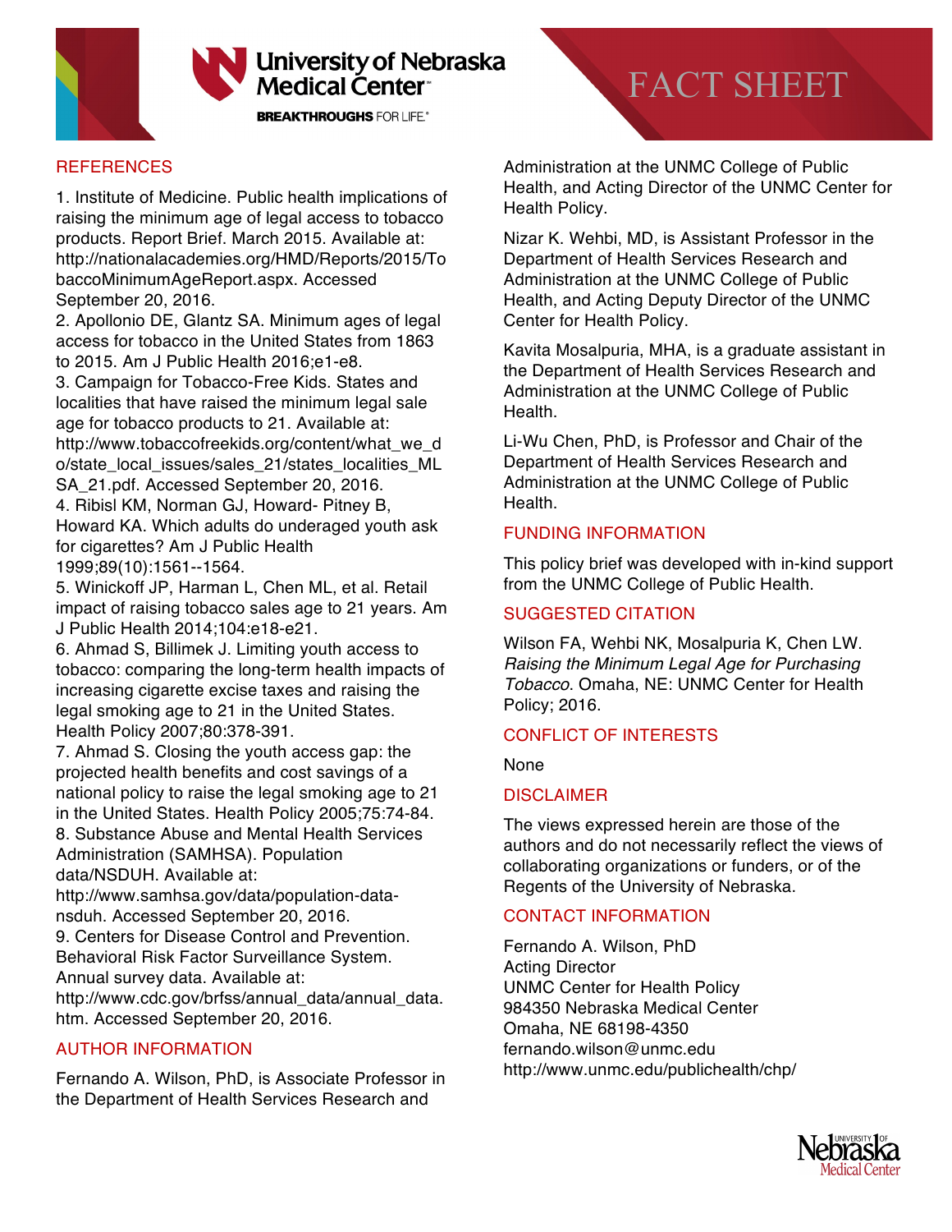## REFERENCES

1. Institute of Medicine. Public health implications of raising the minimum age of legal access to tobacco products. Report Brief. March 2015. Available at: http://nationalacademies.org/HMD/Reports/2015/TobaccoMinimumAgeReport.aspx. Accessed September 20, 2016.
2. Apollonio DE, Glantz SA. Minimum ages of legal access for tobacco in the United States from 1863 to 2015. Am J Public Health 2016;e1-e8.
3. Campaign for Tobacco-Free Kids. States and localities that have raised the minimum legal sale age for tobacco products to 21. Available at: http://www.tobaccofreekids.org/content/what_we_do/state_local_issues/sales_21/states_localities_MLSA_21.pdf. Accessed September 20, 2016.
4. Ribisl KM, Norman GJ, Howard- Pitney B, Howard KA. Which adults do underaged youth ask for cigarettes? Am J Public Health 1999;89(10):1561--1564.
5. Winickoff JP, Harman L, Chen ML, et al. Retail impact of raising tobacco sales age to 21 years. Am J Public Health 2014;104:e18-e21.
6. Ahmad S, Billimek J. Limiting youth access to tobacco: comparing the long-term health impacts of increasing cigarette excise taxes and raising the legal smoking age to 21 in the United States. Health Policy 2007;80:378-391.
7. Ahmad S. Closing the youth access gap: the projected health benefits and cost savings of a national policy to raise the legal smoking age to 21 in the United States. Health Policy 2005;75:74-84.
8. Substance Abuse and Mental Health Services Administration (SAMHSA). Population data/NSDUH. Available at: http://www.samhsa.gov/data/population-data-nsduh. Accessed September 20, 2016.
9. Centers for Disease Control and Prevention. Behavioral Risk Factor Surveillance System. Annual survey data. Available at: http://www.cdc.gov/brfss/annual_data/annual_data.htm. Accessed September 20, 2016.

## AUTHOR INFORMATION

Fernando A. Wilson, PhD, is Associate Professor in the Department of Health Services Research and Administration at the UNMC College of Public Health, and Acting Director of the UNMC Center for Health Policy.

Nizar K. Wehbi, MD, is Assistant Professor in the Department of Health Services Research and Administration at the UNMC College of Public Health, and Acting Deputy Director of the UNMC Center for Health Policy.

Kavita Mosalpuria, MHA, is a graduate assistant in the Department of Health Services Research and Administration at the UNMC College of Public Health.

Li-Wu Chen, PhD, is Professor and Chair of the Department of Health Services Research and Administration at the UNMC College of Public Health.

## FUNDING INFORMATION

This policy brief was developed with in-kind support from the UNMC College of Public Health.

## SUGGESTED CITATION

Wilson FA, Wehbi NK, Mosalpuria K, Chen LW. *Raising the Minimum Legal Age for Purchasing Tobacco*. Omaha, NE: UNMC Center for Health Policy; 2016.

## CONFLICT OF INTERESTS

None

## DISCLAIMER

The views expressed herein are those of the authors and do not necessarily reflect the views of collaborating organizations or funders, or of the Regents of the University of Nebraska.

## CONTACT INFORMATION

Fernando A. Wilson, PhD
Acting Director
UNMC Center for Health Policy
984350 Nebraska Medical Center
Omaha, NE 68198-4350
fernando.wilson@unmc.edu
http://www.unmc.edu/publichealth/chp/